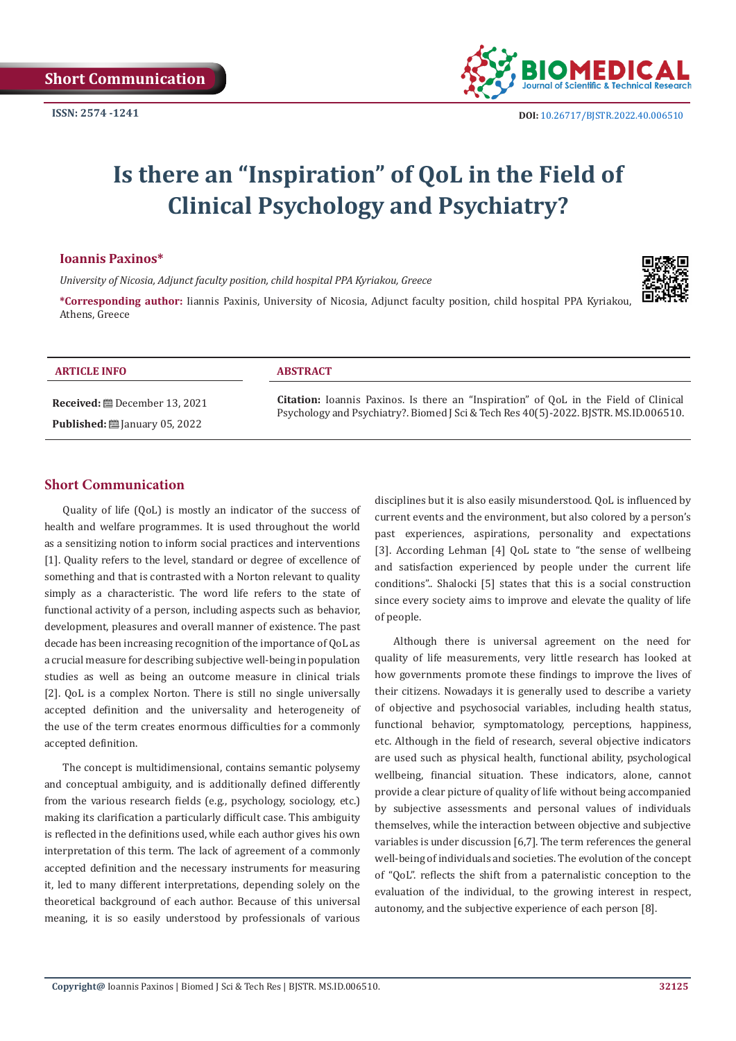Short Communication

ISSN: 2574 -1241

DOI: 10.26717/BJSTR.2022.40.006510

# Is there an "Inspiration" of QoL in the Field of Clinical Psychology and Psychiatry?

**Ioannis Paxinos***

*University of Nicosia, Adjunct faculty position, child hospital PPA Kyriakou, Greece*

***Corresponding author:** Iiannis Paxinis, University of Nicosia, Adjunct faculty position, child hospital PPA Kyriakou, Athens, Greece

**ARTICLE INFO**

**Received:** December 13, 2021

**Published:** January 05, 2022

**ABSTRACT**

**Citation:** Ioannis Paxinos. Is there an "Inspiration" of QoL in the Field of Clinical Psychology and Psychiatry?. Biomed J Sci & Tech Res 40(5)-2022. BJSTR. MS.ID.006510.

## Short Communication

Quality of life (QoL) is mostly an indicator of the success of health and welfare programmes. It is used throughout the world as a sensitizing notion to inform social practices and interventions [1]. Quality refers to the level, standard or degree of excellence of something and that is contrasted with a Norton relevant to quality simply as a characteristic. The word life refers to the state of functional activity of a person, including aspects such as behavior, development, pleasures and overall manner of existence. The past decade has been increasing recognition of the importance of QoL as a crucial measure for describing subjective well-being in population studies as well as being an outcome measure in clinical trials [2]. QoL is a complex Norton. There is still no single universally accepted definition and the universality and heterogeneity of the use of the term creates enormous difficulties for a commonly accepted definition.

The concept is multidimensional, contains semantic polysemy and conceptual ambiguity, and is additionally defined differently from the various research fields (e.g., psychology, sociology, etc.) making its clarification a particularly difficult case. This ambiguity is reflected in the definitions used, while each author gives his own interpretation of this term. The lack of agreement of a commonly accepted definition and the necessary instruments for measuring it, led to many different interpretations, depending solely on the theoretical background of each author. Because of this universal meaning, it is so easily understood by professionals of various disciplines but it is also easily misunderstood. QoL is influenced by current events and the environment, but also colored by a person's past experiences, aspirations, personality and expectations [3]. According Lehman [4] QoL state to "the sense of wellbeing and satisfaction experienced by people under the current life conditions".. Shalocki [5] states that this is a social construction since every society aims to improve and elevate the quality of life of people.

Although there is universal agreement on the need for quality of life measurements, very little research has looked at how governments promote these findings to improve the lives of their citizens. Nowadays it is generally used to describe a variety of objective and psychosocial variables, including health status, functional behavior, symptomatology, perceptions, happiness, etc. Although in the field of research, several objective indicators are used such as physical health, functional ability, psychological wellbeing, financial situation. These indicators, alone, cannot provide a clear picture of quality of life without being accompanied by subjective assessments and personal values of individuals themselves, while the interaction between objective and subjective variables is under discussion [6,7]. The term references the general well-being of individuals and societies. The evolution of the concept of "QoL". reflects the shift from a paternalistic conception to the evaluation of the individual, to the growing interest in respect, autonomy, and the subjective experience of each person [8].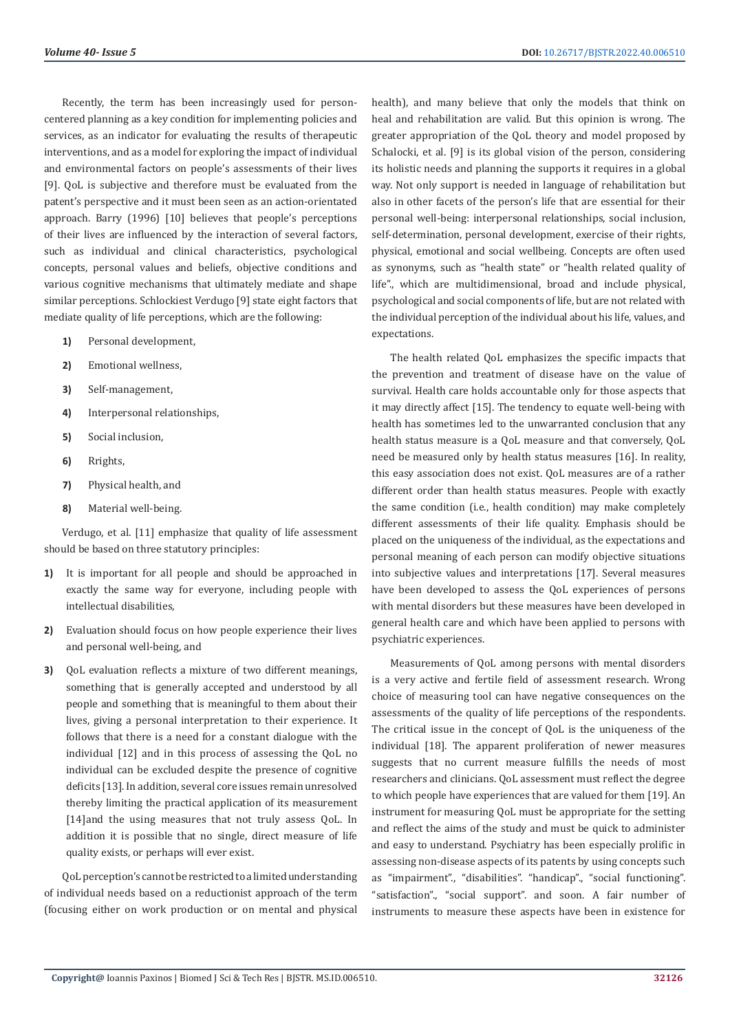Recently, the term has been increasingly used for person-centered planning as a key condition for implementing policies and services, as an indicator for evaluating the results of therapeutic interventions, and as a model for exploring the impact of individual and environmental factors on people's assessments of their lives [9]. QoL is subjective and therefore must be evaluated from the patent's perspective and it must been seen as an action-orientated approach. Barry (1996) [10] believes that people's perceptions of their lives are influenced by the interaction of several factors, such as individual and clinical characteristics, psychological concepts, personal values and beliefs, objective conditions and various cognitive mechanisms that ultimately mediate and shape similar perceptions. Schlockiest Verdugo [9] state eight factors that mediate quality of life perceptions, which are the following:

1) Personal development,
2) Emotional wellness,
3) Self-management,
4) Interpersonal relationships,
5) Social inclusion,
6) Rrights,
7) Physical health, and
8) Material well-being.

Verdugo, et al. [11] emphasize that quality of life assessment should be based on three statutory principles:

1) It is important for all people and should be approached in exactly the same way for everyone, including people with intellectual disabilities,
2) Evaluation should focus on how people experience their lives and personal well-being, and
3) QoL evaluation reflects a mixture of two different meanings, something that is generally accepted and understood by all people and something that is meaningful to them about their lives, giving a personal interpretation to their experience. It follows that there is a need for a constant dialogue with the individual [12] and in this process of assessing the QoL no individual can be excluded despite the presence of cognitive deficits [13]. In addition, several core issues remain unresolved thereby limiting the practical application of its measurement [14]and the using measures that not truly assess QoL. In addition it is possible that no single, direct measure of life quality exists, or perhaps will ever exist.

QoL perception's cannot be restricted to a limited understanding of individual needs based on a reductionist approach of the term (focusing either on work production or on mental and physical health), and many believe that only the models that think on heal and rehabilitation are valid. But this opinion is wrong. The greater appropriation of the QoL theory and model proposed by Schalocki, et al. [9] is its global vision of the person, considering its holistic needs and planning the supports it requires in a global way. Not only support is needed in language of rehabilitation but also in other facets of the person's life that are essential for their personal well-being: interpersonal relationships, social inclusion, self-determination, personal development, exercise of their rights, physical, emotional and social wellbeing. Concepts are often used as synonyms, such as "health state" or "health related quality of life"., which are multidimensional, broad and include physical, psychological and social components of life, but are not related with the individual perception of the individual about his life, values, and expectations.

The health related QoL emphasizes the specific impacts that the prevention and treatment of disease have on the value of survival. Health care holds accountable only for those aspects that it may directly affect [15]. The tendency to equate well-being with health has sometimes led to the unwarranted conclusion that any health status measure is a QoL measure and that conversely, QoL need be measured only by health status measures [16]. In reality, this easy association does not exist. QoL measures are of a rather different order than health status measures. People with exactly the same condition (i.e., health condition) may make completely different assessments of their life quality. Emphasis should be placed on the uniqueness of the individual, as the expectations and personal meaning of each person can modify objective situations into subjective values and interpretations [17]. Several measures have been developed to assess the QoL experiences of persons with mental disorders but these measures have been developed in general health care and which have been applied to persons with psychiatric experiences.

Measurements of QoL among persons with mental disorders is a very active and fertile field of assessment research. Wrong choice of measuring tool can have negative consequences on the assessments of the quality of life perceptions of the respondents. The critical issue in the concept of QoL is the uniqueness of the individual [18]. The apparent proliferation of newer measures suggests that no current measure fulfills the needs of most researchers and clinicians. QoL assessment must reflect the degree to which people have experiences that are valued for them [19]. An instrument for measuring QoL must be appropriate for the setting and reflect the aims of the study and must be quick to administer and easy to understand. Psychiatry has been especially prolific in assessing non-disease aspects of its patents by using concepts such as "impairment"., "disabilities". "handicap"., "social functioning". "satisfaction"., "social support". and soon. A fair number of instruments to measure these aspects have been in existence for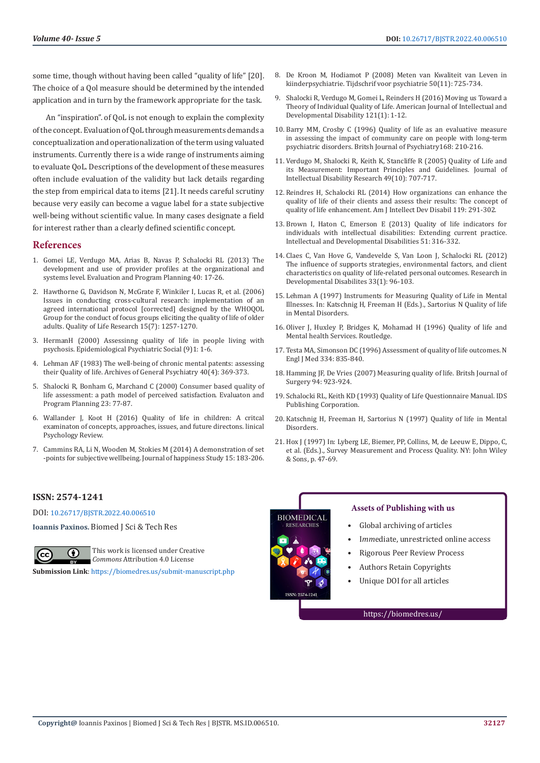some time, though without having been called "quality of life" [20]. The choice of a Qol measure should be determined by the intended application and in turn by the framework appropriate for the task.

An "inspiration". of QoL is not enough to explain the complexity of the concept. Evaluation of QoL through measurements demands a conceptualization and operationalization of the term using valuated instruments. Currently there is a wide range of instruments aiming to evaluate QoL. Descriptions of the development of these measures often include evaluation of the validity but lack details regarding the step from empirical data to items [21]. It needs careful scrutiny because very easily can become a vague label for a state subjective well-being without scientific value. In many cases designate a field for interest rather than a clearly defined scientific concept.

## References

1. Gomei LE, Verdugo MA, Arias B, Navas P, Schalocki RL (2013) The development and use of provider profiles at the organizational and systems level. Evaluation and Program Planning 40: 17-26.
2. Hawthorne G, Davidson N, McGrate F, Winkiler I, Lucas R, et al. (2006) Issues in conducting cross-cultural research: implementation of an agreed international protocol [corrected] designed by the WHOQOL Group for the conduct of focus groups eliciting the quality of life of older adults. Quality of Life Research 15(7): 1257-1270.
3. HermanH (2000) Assessinng quality of life in people living with psychosis. Epidemiological Psychiatric Social (9)1: 1-6.
4. Lehman AF (1983) The well-being of chronic mental patents: assessing their Quality of life. Archives of General Psychiatry 40(4): 369-373.
5. Shalocki R, Bonham G, Marchand C (2000) Consumer based quality of life assessment: a path model of perceived satisfaction. Evaluaton and Program Planning 23: 77-87.
6. Wallander J, Koot H (2016) Quality of life in children: A critcal examinaton of concepts, approaches, issues, and future directons. linical Psychology Review.
7. Cammins RA, Li N, Wooden M, Stokies M (2014) A demonstration of set -points for subjective wellbeing. Journal of happiness Study 15: 183-206.
8. De Kroon M, Hodiamot P (2008) Meten van Kwaliteit van Leven in kiinderpsychiatrie. Tijdschrif voor psychiatrie 50(11): 725-734.
9. Shalocki R, Verdugo M, Gomei L, Reinders H (2016) Moving us Toward a Theory of Individual Quality of Life. American Journal of Intellectual and Developmental Disability 121(1): 1-12.
10. Barry MM, Crosby C (1996) Quality of life as an evaluative measure in assessing the impact of community care on people with long-term psychiatric disorders. Britsh Journal of Psychiatry168: 210-216.
11. Verdugo M, Shalocki R, Keith K, Stancliffe R (2005) Quality of Life and its Measurement: Important Principles and Guidelines. Journal of Intellectual Disability Research 49(10): 707-717.
12. Reindres H, Schalocki RL (2014) How organizations can enhance the quality of life of their clients and assess their results: The concept of quality of life enhancement. Am J Intellect Dev Disabil 119: 291-302.
13. Brown I, Haton C, Emerson E (2013) Quality of life indicators for individuals with intellectual disabilities: Extending current practice. Intellectual and Developmental Disabilities 51: 316-332.
14. Claes C, Van Hove G, Vandevelde S, Van Loon J, Schalocki RL (2012) The influence of supports strategies, environmental factors, and client characteristics on quality of life-related personal outcomes. Research in Developmental Disabilites 33(1): 96-103.
15. Lehman A (1997) Instruments for Measuring Quality of Life in Mental Illnesses. In: Katschnig H, Freeman H (Eds.)., Sartorius N Quality of life in Mental Disorders.
16. Oliver J, Huxley P, Bridges K, Mohamad H (1996) Quality of life and Mental health Services. Routledge.
17. Testa MA, Simonson DC (1996) Assessment of quality of life outcomes. N Engl J Med 334: 835-840.
18. Hamming JF, De Vries (2007) Measuring quality of life. Britsh Journal of Surgery 94: 923-924.
19. Schalocki RL, Keith KD (1993) Quality of Life Questionnaire Manual. IDS Publishing Corporation.
20. Katschnig H, Freeman H, Sartorius N (1997) Quality of life in Mental Disorders.
21. Hox J (1997) In: Lyberg LE, Biemer, PP, Collins, M, de Leeuw E, Dippo, C, et al. (Eds.)., Survey Measurement and Process Quality. NY: John Wiley & Sons, p. 47-69.

**ISSN: 2574-1241**

DOI: 10.26717/BJSTR.2022.40.006510

**Ioannis Paxinos.** Biomed J Sci & Tech Res

This work is licensed under Creative *Commons* Attribution 4.0 License

**Submission Link**: https://biomedres.us/submit-manuscript.php

### Assets of Publishing with us

- Global archiving of articles
- Immediate, unrestricted online access
- Rigorous Peer Review Process
- Authors Retain Copyrights
- Unique DOI for all articles

https://biomedres.us/